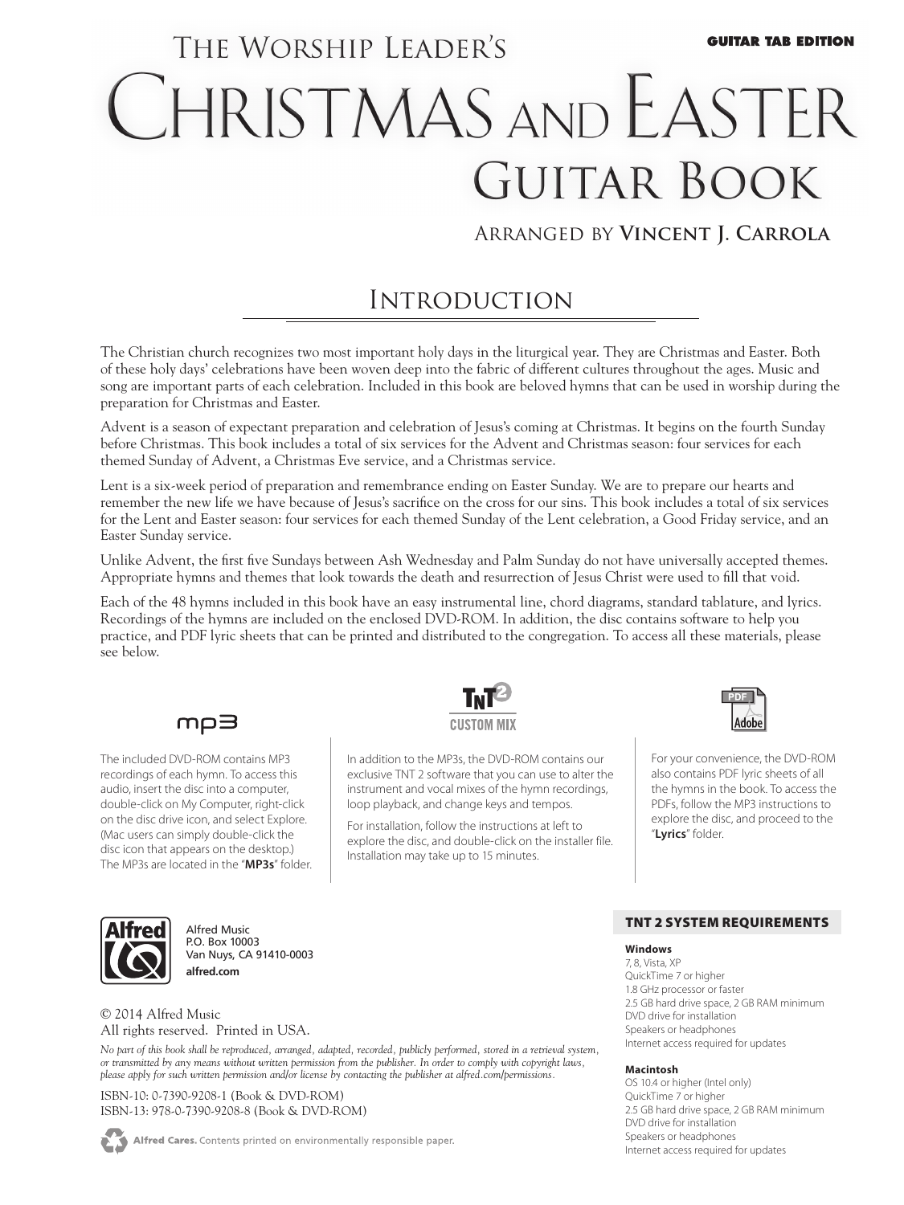**GUITAR TAB EDITION**

# The Worship Leader's Christmas and Easter Guitar Book

Arranged by **Vincent J. Carrola**

## Introduction

The Christian church recognizes two most important holy days in the liturgical year. They are Christmas and Easter. Both of these holy days' celebrations have been woven deep into the fabric of different cultures throughout the ages. Music and song are important parts of each celebration. Included in this book are beloved hymns that can be used in worship during the preparation for Christmas and Easter.

Advent is a season of expectant preparation and celebration of Jesus's coming at Christmas. It begins on the fourth Sunday before Christmas. This book includes a total of six services for the Advent and Christmas season: four services for each themed Sunday of Advent, a Christmas Eve service, and a Christmas service.

Lent is a six-week period of preparation and remembrance ending on Easter Sunday. We are to prepare our hearts and remember the new life we have because of Jesus's sacrifice on the cross for our sins. This book includes a total of six services for the Lent and Easter season: four services for each themed Sunday of the Lent celebration, a Good Friday service, and an Easter Sunday service.

Unlike Advent, the first five Sundays between Ash Wednesday and Palm Sunday do not have universally accepted themes. Appropriate hymns and themes that look towards the death and resurrection of Jesus Christ were used to fill that void.

Each of the 48 hymns included in this book have an easy instrumental line, chord diagrams, standard tablature, and lyrics. Recordings of the hymns are included on the enclosed DVD-ROM. In addition, the disc contains software to help you practice, and PDF lyric sheets that can be printed and distributed to the congregation. To access all these materials, please see below.

**mp3**

The included DVD-ROM contains MP3 recordings of each hymn. To access this audio, insert the disc into a computer, double-click on My Computer, right-click on the disc drive icon, and select Explore. (Mac users can simply double-click the disc icon that appears on the desktop.) The MP3s are located in the "**MP3s**" folder.

**TNT 2 CUSTOM MIX**

In addition to the MP3s, the DVD-ROM contains our exclusive TNT 2 software that you can use to alter the instrument and vocal mixes of the hymn recordings, loop playback, and change keys and tempos.

For installation, follow the instructions at left to explore the disc, and double-click on the installer file. Installation may take up to 15 minutes.

**PDF**

For your convenience, the DVD-ROM also contains PDF lyric sheets of all the hymns in the book. To access the PDFs, follow the MP3 instructions to explore the disc, and proceed to the "**Lyrics**" folder.

Alfred Music
P.O. Box 10003
Van Nuys, CA 91410-0003
**alfred.com**

© 2014 Alfred Music
All rights reserved. Printed in USA.

*No part of this book shall be reproduced, arranged, adapted, recorded, publicly performed, stored in a retrieval system, or transmitted by any means without written permission from the publisher. In order to comply with copyright laws, please apply for such written permission and/or license by contacting the publisher at alfred.com/permissions.*

ISBN-10: 0-7390-9208-1 (Book & DVD-ROM)
ISBN-13: 978-0-7390-9208-8 (Book & DVD-ROM)

**Alfred Cares.** Contents printed on environmentally responsible paper.

### TNT 2 SYSTEM REQUIREMENTS

**Windows**
7, 8, Vista, XP
QuickTime 7 or higher
1.8 GHz processor or faster
2.5 GB hard drive space, 2 GB RAM minimum
DVD drive for installation
Speakers or headphones
Internet access required for updates

**Macintosh**
OS 10.4 or higher (Intel only)
QuickTime 7 or higher
2.5 GB hard drive space, 2 GB RAM minimum
DVD drive for installation
Speakers or headphones
Internet access required for updates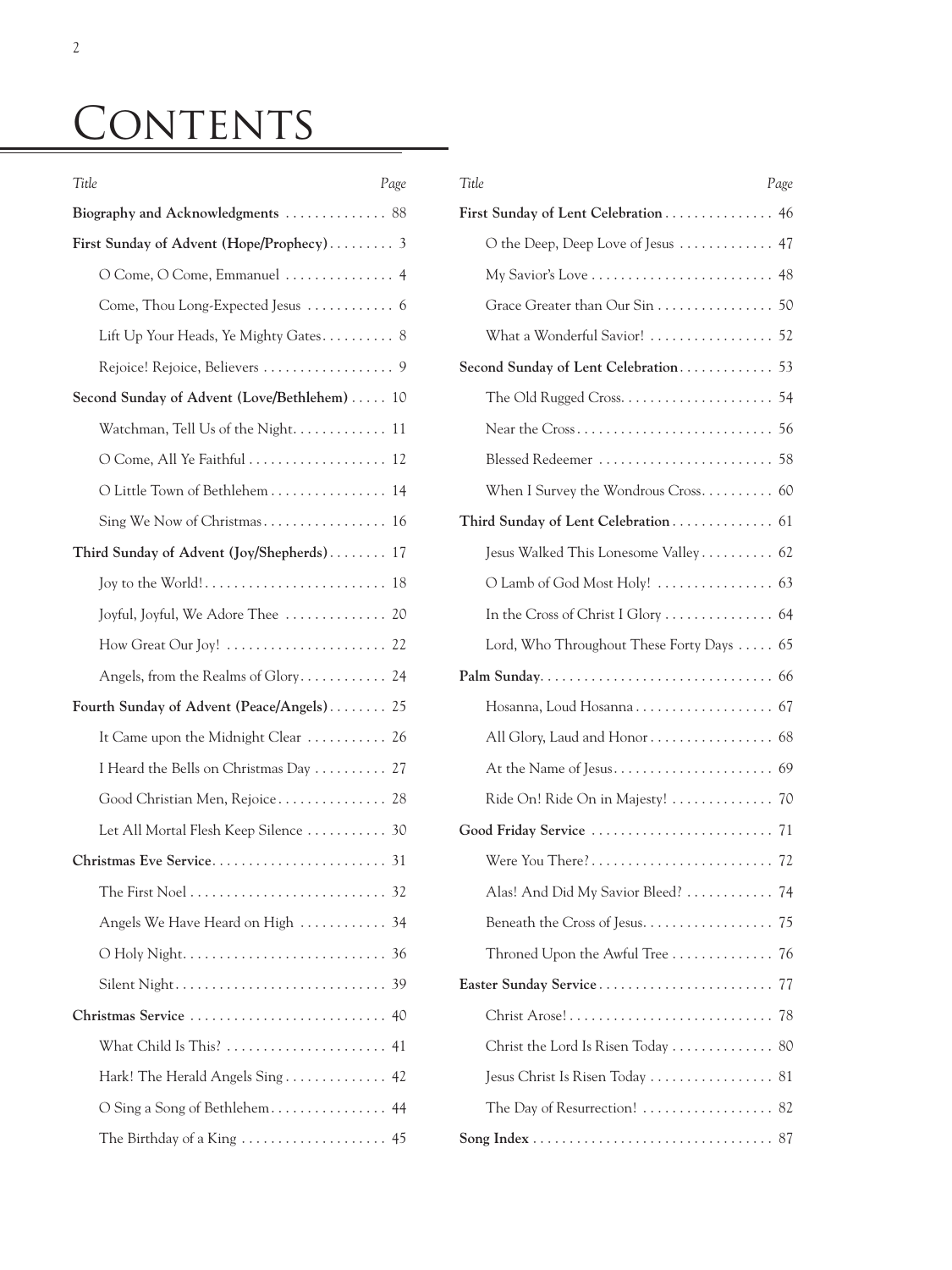# Contents

| *Title* | *Page* |
|---|---|
| **Biography and Acknowledgments** | 88 |
| **First Sunday of Advent (Hope/Prophecy)** | 3 |
| O Come, O Come, Emmanuel | 4 |
| Come, Thou Long-Expected Jesus | 6 |
| Lift Up Your Heads, Ye Mighty Gates | 8 |
| Rejoice! Rejoice, Believers | 9 |
| **Second Sunday of Advent (Love/Bethlehem)** | 10 |
| Watchman, Tell Us of the Night | 11 |
| O Come, All Ye Faithful | 12 |
| O Little Town of Bethlehem | 14 |
| Sing We Now of Christmas | 16 |
| **Third Sunday of Advent (Joy/Shepherds)** | 17 |
| Joy to the World! | 18 |
| Joyful, Joyful, We Adore Thee | 20 |
| How Great Our Joy! | 22 |
| Angels, from the Realms of Glory | 24 |
| **Fourth Sunday of Advent (Peace/Angels)** | 25 |
| It Came upon the Midnight Clear | 26 |
| I Heard the Bells on Christmas Day | 27 |
| Good Christian Men, Rejoice | 28 |
| Let All Mortal Flesh Keep Silence | 30 |
| **Christmas Eve Service** | 31 |
| The First Noel | 32 |
| Angels We Have Heard on High | 34 |
| O Holy Night | 36 |
| Silent Night | 39 |
| **Christmas Service** | 40 |
| What Child Is This? | 41 |
| Hark! The Herald Angels Sing | 42 |
| O Sing a Song of Bethlehem | 44 |
| The Birthday of a King | 45 |
| **First Sunday of Lent Celebration** | 46 |
| O the Deep, Deep Love of Jesus | 47 |
| My Savior's Love | 48 |
| Grace Greater than Our Sin | 50 |
| What a Wonderful Savior! | 52 |
| **Second Sunday of Lent Celebration** | 53 |
| The Old Rugged Cross | 54 |
| Near the Cross | 56 |
| Blessed Redeemer | 58 |
| When I Survey the Wondrous Cross | 60 |
| **Third Sunday of Lent Celebration** | 61 |
| Jesus Walked This Lonesome Valley | 62 |
| O Lamb of God Most Holy! | 63 |
| In the Cross of Christ I Glory | 64 |
| Lord, Who Throughout These Forty Days | 65 |
| **Palm Sunday** | 66 |
| Hosanna, Loud Hosanna | 67 |
| All Glory, Laud and Honor | 68 |
| At the Name of Jesus | 69 |
| Ride On! Ride On in Majesty! | 70 |
| **Good Friday Service** | 71 |
| Were You There? | 72 |
| Alas! And Did My Savior Bleed? | 74 |
| Beneath the Cross of Jesus | 75 |
| Throned Upon the Awful Tree | 76 |
| **Easter Sunday Service** | 77 |
| Christ Arose! | 78 |
| Christ the Lord Is Risen Today | 80 |
| Jesus Christ Is Risen Today | 81 |
| The Day of Resurrection! | 82 |
| **Song Index** | 87 |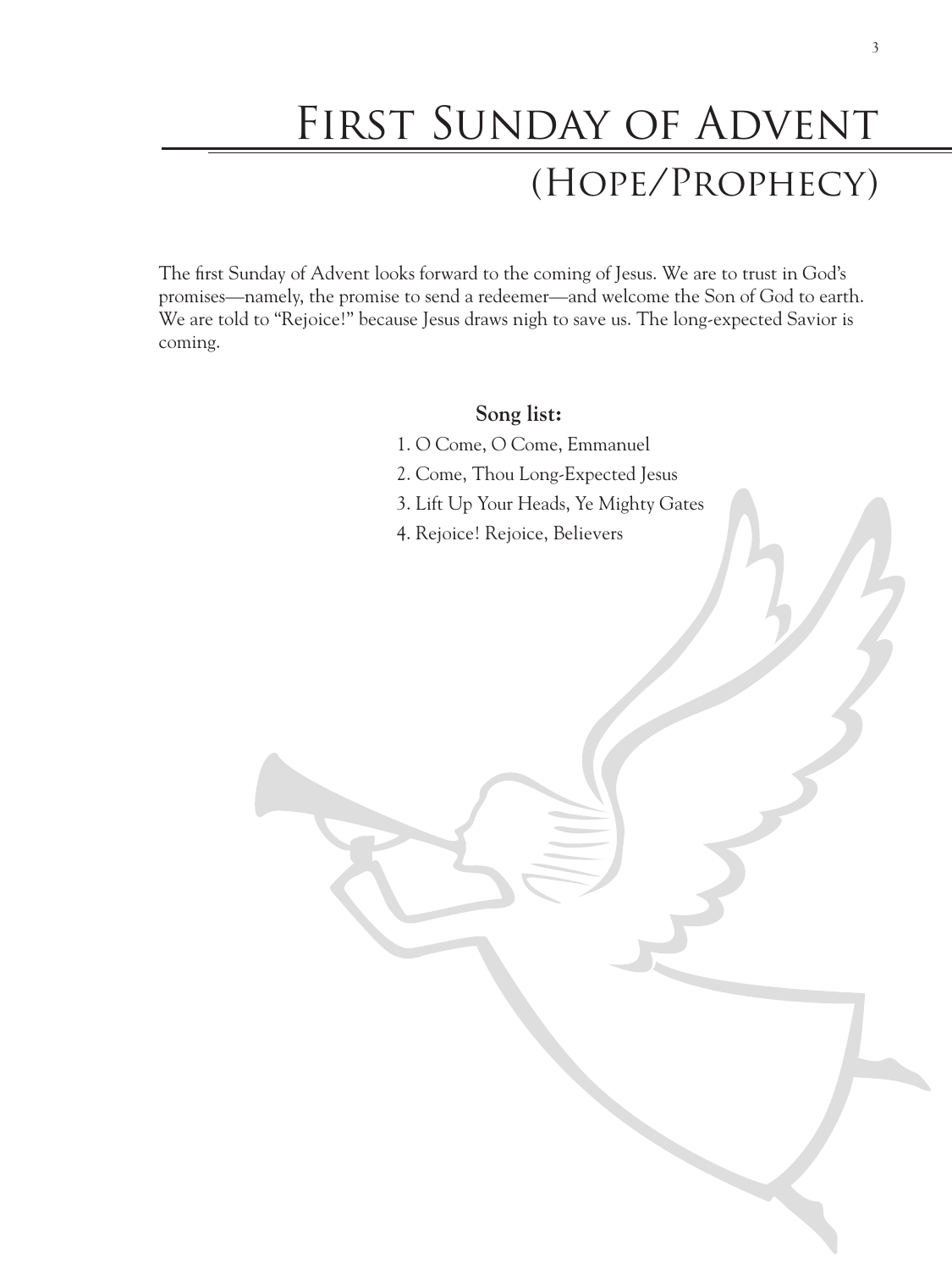# First Sunday of Advent

## (Hope/Prophecy)

The first Sunday of Advent looks forward to the coming of Jesus. We are to trust in God's promises—namely, the promise to send a redeemer—and welcome the Son of God to earth. We are told to "Rejoice!" because Jesus draws nigh to save us. The long-expected Savior is coming.

**Song list:**

1. O Come, O Come, Emmanuel
2. Come, Thou Long-Expected Jesus
3. Lift Up Your Heads, Ye Mighty Gates
4. Rejoice! Rejoice, Believers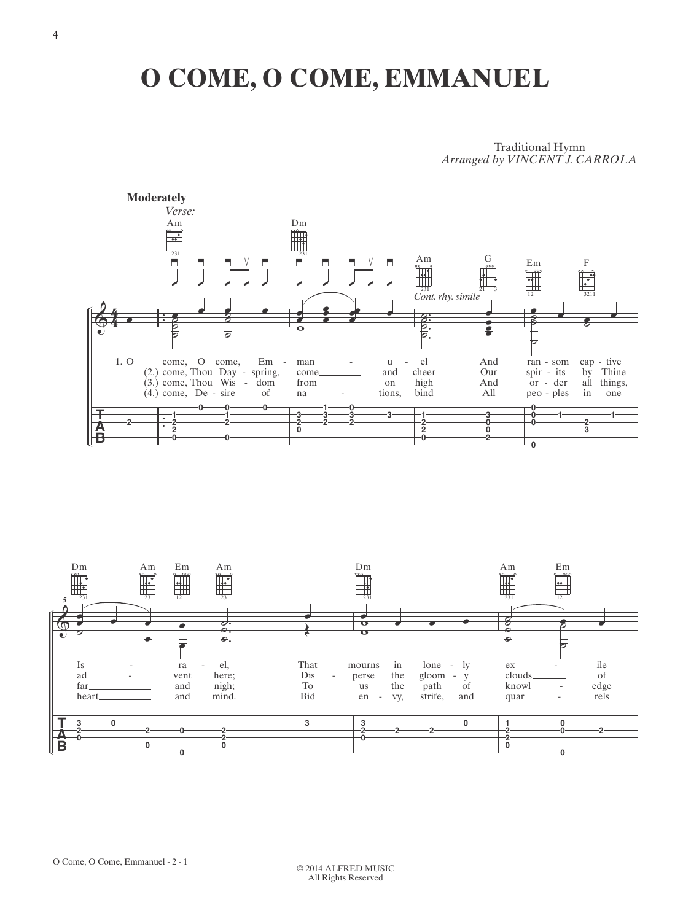# O COME, O COME, EMMANUEL

Traditional Hymn
*Arranged by VINCENT J. CARROLA*

**Moderately**
*Verse:*

Am Dm Am G Em F

*Cont. rhy. simile*

1. O come, O come, Em - man - u - el And ran - som cap - tive
(2.) come, Thou Day - spring, come and cheer Our spir - its by Thine
(3.) come, Thou Wis - dom from on high And or - der all things,
(4.) come, De - sire of na - tions, bind All peo - ples in one

Dm Am Em Am Dm Am Em

Is - ra - el, That mourns in lone - ly ex - ile
ad - vent here; Dis - perse the gloom - y clouds of
far and nigh; To us the path of knowl - edge
heart and mind. Bid en - vy, strife, and quar - rels

© 2014 ALFRED MUSIC
All Rights Reserved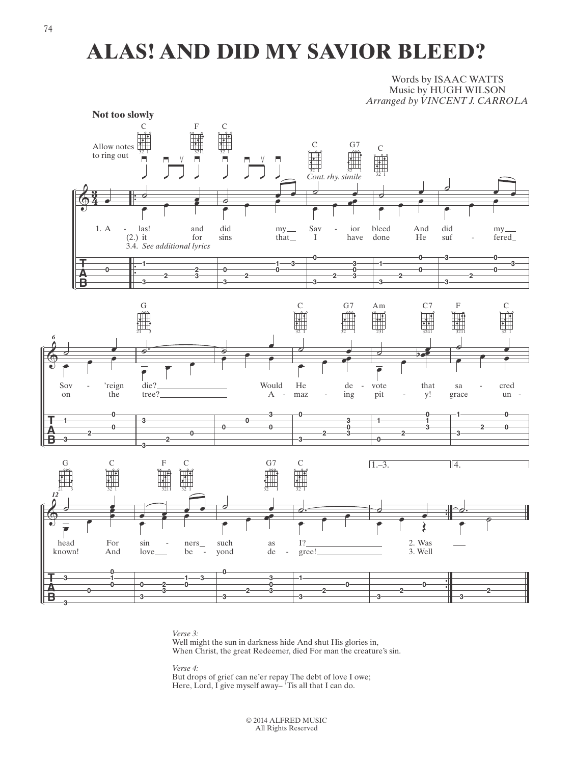# ALAS! AND DID MY SAVIOR BLEED?

Words by ISAAC WATTS
Music by HUGH WILSON
*Arranged by VINCENT J. CARROLA*

*Verse 3:*
Well might the sun in darkness hide And shut His glories in,
When Christ, the great Redeemer, died For man the creature's sin.

*Verse 4:*
But drops of grief can ne'er repay The debt of love I owe;
Here, Lord, I give myself away– 'Tis all that I can do.

© 2014 ALFRED MUSIC
All Rights Reserved